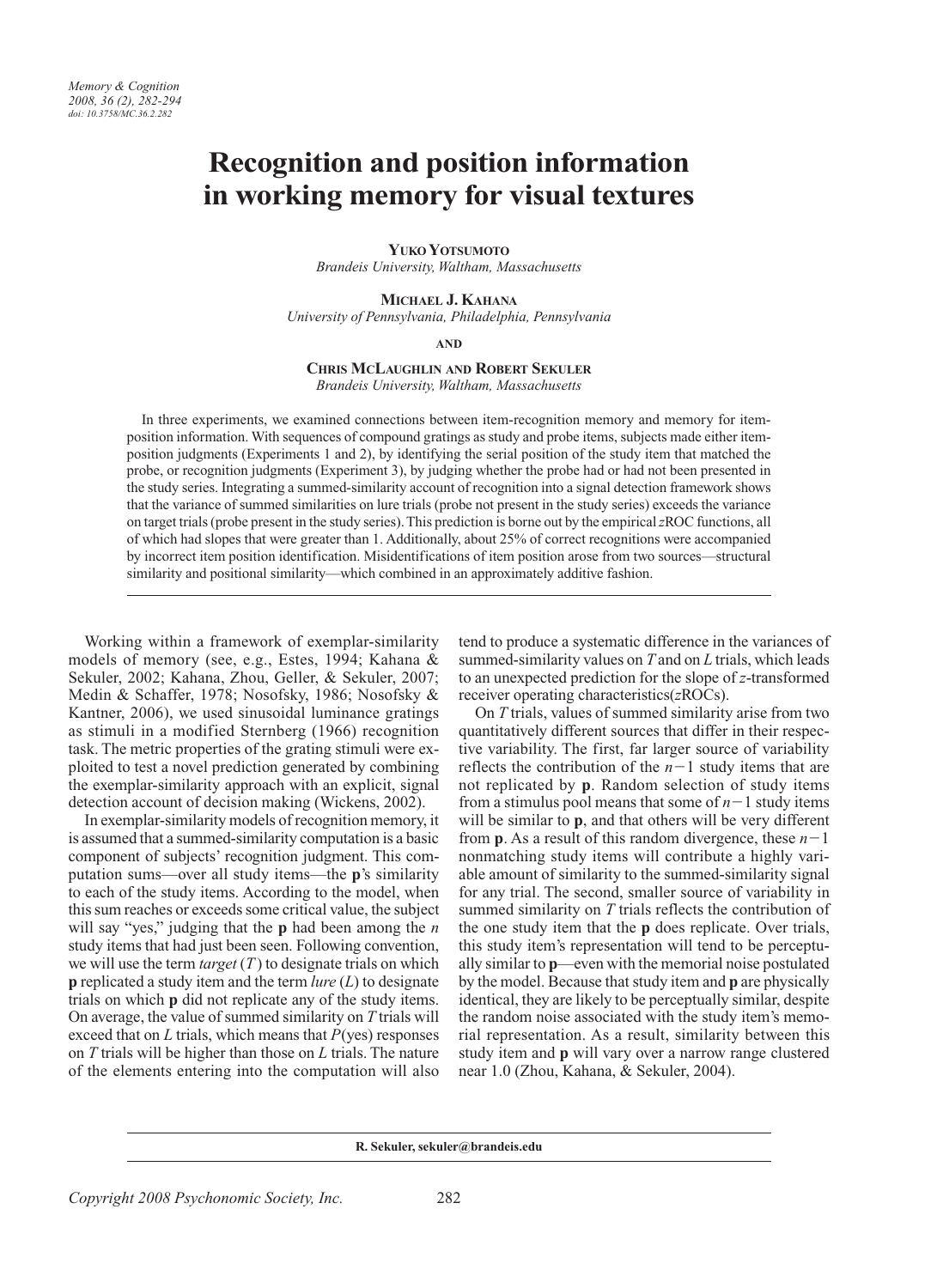# Recognition and position information in working memory for visual textures

**Yuko Yotsumoto**
*Brandeis University, Waltham, Massachusetts*

**Michael J. Kahana**
*University of Pennsylvania, Philadelphia, Pennsylvania*

**and**

**Chris McLaughlin and Robert Sekuler**
*Brandeis University, Waltham, Massachusetts*

In three experiments, we examined connections between item-recognition memory and memory for item-position information. With sequences of compound gratings as study and probe items, subjects made either item-position judgments (Experiments 1 and 2), by identifying the serial position of the study item that matched the probe, or recognition judgments (Experiment 3), by judging whether the probe had or had not been presented in the study series. Integrating a summed-similarity account of recognition into a signal detection framework shows that the variance of summed similarities on lure trials (probe not present in the study series) exceeds the variance on target trials (probe present in the study series). This prediction is borne out by the empirical *z*ROC functions, all of which had slopes that were greater than 1. Additionally, about 25% of correct recognitions were accompanied by incorrect item position identification. Misidentifications of item position arose from two sources—structural similarity and positional similarity—which combined in an approximately additive fashion.

Working within a framework of exemplar-similarity models of memory (see, e.g., Estes, 1994; Kahana & Sekuler, 2002; Kahana, Zhou, Geller, & Sekuler, 2007; Medin & Schaffer, 1978; Nosofsky, 1986; Nosofsky & Kantner, 2006), we used sinusoidal luminance gratings as stimuli in a modified Sternberg (1966) recognition task. The metric properties of the grating stimuli were exploited to test a novel prediction generated by combining the exemplar-similarity approach with an explicit, signal detection account of decision making (Wickens, 2002).

In exemplar-similarity models of recognition memory, it is assumed that a summed-similarity computation is a basic component of subjects' recognition judgment. This computation sums—over all study items—the **p**'s similarity to each of the study items. According to the model, when this sum reaches or exceeds some critical value, the subject will say "yes," judging that the **p** had been among the $n$ study items that had just been seen. Following convention, we will use the term *target* ($T$) to designate trials on which **p** replicated a study item and the term *lure* ($L$) to designate trials on which **p** did not replicate any of the study items. On average, the value of summed similarity on $T$ trials will exceed that on $L$ trials, which means that $P$(yes) responses on $T$ trials will be higher than those on $L$ trials. The nature of the elements entering into the computation will also tend to produce a systematic difference in the variances of summed-similarity values on $T$ and on $L$ trials, which leads to an unexpected prediction for the slope of $z$-transformed receiver operating characteristics(*z*ROCs).

On $T$ trials, values of summed similarity arise from two quantitatively different sources that differ in their respective variability. The first, far larger source of variability reflects the contribution of the $n-1$ study items that are not replicated by **p**. Random selection of study items from a stimulus pool means that some of $n-1$ study items will be similar to **p**, and that others will be very different from **p**. As a result of this random divergence, these $n-1$ nonmatching study items will contribute a highly variable amount of similarity to the summed-similarity signal for any trial. The second, smaller source of variability in summed similarity on $T$ trials reflects the contribution of the one study item that the **p** does replicate. Over trials, this study item's representation will tend to be perceptually similar to **p**—even with the memorial noise postulated by the model. Because that study item and **p** are physically identical, they are likely to be perceptually similar, despite the random noise associated with the study item's memorial representation. As a result, similarity between this study item and **p** will vary over a narrow range clustered near 1.0 (Zhou, Kahana, & Sekuler, 2004).

R. Sekuler, sekuler@brandeis.edu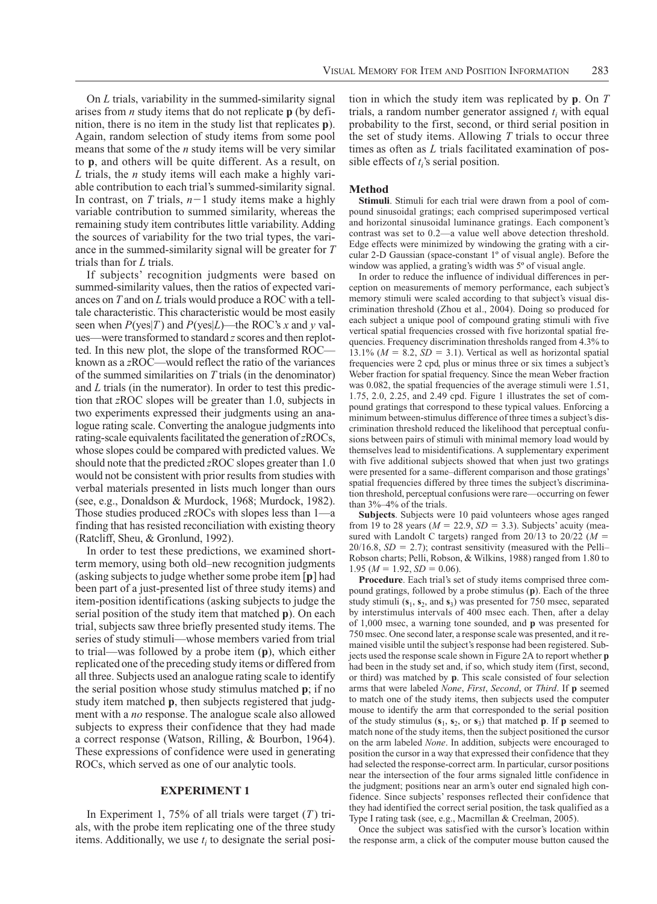On *L* trials, variability in the summed-similarity signal arises from *n* study items that do not replicate **p** (by definition, there is no item in the study list that replicates **p**). Again, random selection of study items from some pool means that some of the *n* study items will be very similar to **p**, and others will be quite different. As a result, on *L* trials, the *n* study items will each make a highly variable contribution to each trial's summed-similarity signal. In contrast, on *T* trials, $n-1$ study items make a highly variable contribution to summed similarity, whereas the remaining study item contributes little variability. Adding the sources of variability for the two trial types, the variance in the summed-similarity signal will be greater for *T* trials than for *L* trials.

If subjects' recognition judgments were based on summed-similarity values, then the ratios of expected variances on *T* and on *L* trials would produce a ROC with a telltale characteristic. This characteristic would be most easily seen when $P(\text{yes}|T)$ and $P(\text{yes}|L)$—the ROC's *x* and *y* values—were transformed to standard *z* scores and then replotted. In this new plot, the slope of the transformed ROC—known as a *z*ROC—would reflect the ratio of the variances of the summed similarities on *T* trials (in the denominator) and *L* trials (in the numerator). In order to test this prediction that *z*ROC slopes will be greater than 1.0, subjects in two experiments expressed their judgments using an analogue rating scale. Converting the analogue judgments into rating-scale equivalents facilitated the generation of *z*ROCs, whose slopes could be compared with predicted values. We should note that the predicted *z*ROC slopes greater than 1.0 would not be consistent with prior results from studies with verbal materials presented in lists much longer than ours (see, e.g., Donaldson & Murdock, 1968; Murdock, 1982). Those studies produced *z*ROCs with slopes less than 1—a finding that has resisted reconciliation with existing theory (Ratcliff, Sheu, & Gronlund, 1992).

In order to test these predictions, we examined short-term memory, using both old–new recognition judgments (asking subjects to judge whether some probe item [**p**] had been part of a just-presented list of three study items) and item-position identifications (asking subjects to judge the serial position of the study item that matched **p**). On each trial, subjects saw three briefly presented study items. The series of study stimuli—whose members varied from trial to trial—was followed by a probe item (**p**), which either replicated one of the preceding study items or differed from all three. Subjects used an analogue rating scale to identify the serial position whose study stimulus matched **p**; if no study item matched **p**, then subjects registered that judgment with a *no* response. The analogue scale also allowed subjects to express their confidence that they had made a correct response (Watson, Rilling, & Bourbon, 1964). These expressions of confidence were used in generating ROCs, which served as one of our analytic tools.

## EXPERIMENT 1

In Experiment 1, 75% of all trials were target (*T*) trials, with the probe item replicating one of the three study items. Additionally, we use $t_i$ to designate the serial position in which the study item was replicated by **p**. On *T* trials, a random number generator assigned $t_i$ with equal probability to the first, second, or third serial position in the set of study items. Allowing *T* trials to occur three times as often as *L* trials facilitated examination of possible effects of $t_i$'s serial position.

### Method

**Stimuli**. Stimuli for each trial were drawn from a pool of compound sinusoidal gratings; each comprised superimposed vertical and horizontal sinusoidal luminance gratings. Each component's contrast was set to 0.2—a value well above detection threshold. Edge effects were minimized by windowing the grating with a circular 2-D Gaussian (space-constant 1º of visual angle). Before the window was applied, a grating's width was 5º of visual angle.

In order to reduce the influence of individual differences in perception on measurements of memory performance, each subject's memory stimuli were scaled according to that subject's visual discrimination threshold (Zhou et al., 2004). Doing so produced for each subject a unique pool of compound grating stimuli with five vertical spatial frequencies crossed with five horizontal spatial frequencies. Frequency discrimination thresholds ranged from 4.3% to 13.1% ($M = 8.2$, $SD = 3.1$). Vertical as well as horizontal spatial frequencies were 2 cpd, plus or minus three or six times a subject's Weber fraction for spatial frequency. Since the mean Weber fraction was 0.082, the spatial frequencies of the average stimuli were 1.51, 1.75, 2.0, 2.25, and 2.49 cpd. Figure 1 illustrates the set of compound gratings that correspond to these typical values. Enforcing a minimum between-stimulus difference of three times a subject's discrimination threshold reduced the likelihood that perceptual confusions between pairs of stimuli with minimal memory load would by themselves lead to misidentifications. A supplementary experiment with five additional subjects showed that when just two gratings were presented for a same–different comparison and those gratings' spatial frequencies differed by three times the subject's discrimination threshold, perceptual confusions were rare—occurring on fewer than 3%–4% of the trials.

**Subjects**. Subjects were 10 paid volunteers whose ages ranged from 19 to 28 years ($M = 22.9$, $SD = 3.3$). Subjects' acuity (measured with Landolt C targets) ranged from 20/13 to 20/22 ($M = 20/16.8$, $SD = 2.7$); contrast sensitivity (measured with the Pelli–Robson charts; Pelli, Robson, & Wilkins, 1988) ranged from 1.80 to 1.95 ($M = 1.92$, $SD = 0.06$).

**Procedure**. Each trial's set of study items comprised three compound gratings, followed by a probe stimulus (**p**). Each of the three study stimuli ($\mathbf{s}_1$, $\mathbf{s}_2$, and $\mathbf{s}_3$) was presented for 750 msec, separated by interstimulus intervals of 400 msec each. Then, after a delay of 1,000 msec, a warning tone sounded, and **p** was presented for 750 msec. One second later, a response scale was presented, and it remained visible until the subject's response had been registered. Subjects used the response scale shown in Figure 2A to report whether **p** had been in the study set and, if so, which study item (first, second, or third) was matched by **p**. This scale consisted of four selection arms that were labeled *None*, *First*, *Second*, or *Third*. If **p** seemed to match one of the study items, then subjects used the computer mouse to identify the arm that corresponded to the serial position of the study stimulus ($\mathbf{s}_1$, $\mathbf{s}_2$, or $\mathbf{s}_3$) that matched **p**. If **p** seemed to match none of the study items, then the subject positioned the cursor on the arm labeled *None*. In addition, subjects were encouraged to position the cursor in a way that expressed their confidence that they had selected the response-correct arm. In particular, cursor positions near the intersection of the four arms signaled little confidence in the judgment; positions near an arm's outer end signaled high confidence. Since subjects' responses reflected their confidence that they had identified the correct serial position, the task qualified as a Type I rating task (see, e.g., Macmillan & Creelman, 2005).

Once the subject was satisfied with the cursor's location within the response arm, a click of the computer mouse button caused the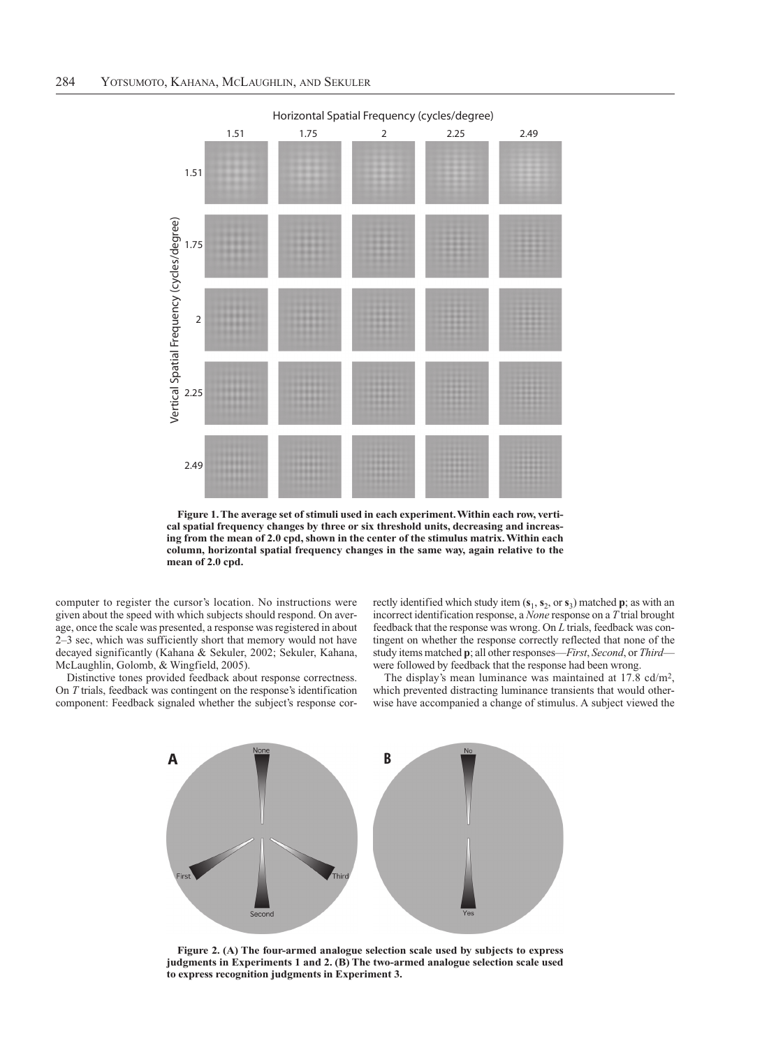Figure 1. The average set of stimuli used in each experiment. Within each row, vertical spatial frequency changes by three or six threshold units, decreasing and increasing from the mean of 2.0 cpd, shown in the center of the stimulus matrix. Within each column, horizontal spatial frequency changes in the same way, again relative to the mean of 2.0 cpd.

computer to register the cursor's location. No instructions were given about the speed with which subjects should respond. On average, once the scale was presented, a response was registered in about 2–3 sec, which was sufficiently short that memory would not have decayed significantly (Kahana & Sekuler, 2002; Sekuler, Kahana, McLaughlin, Golomb, & Wingfield, 2005).

Distinctive tones provided feedback about response correctness. On *T* trials, feedback was contingent on the response's identification component: Feedback signaled whether the subject's response correctly identified which study item ($\mathbf{s}_1$, $\mathbf{s}_2$, or $\mathbf{s}_3$) matched $\mathbf{p}$; as with an incorrect identification response, a *None* response on a *T* trial brought feedback that the response was wrong. On *L* trials, feedback was contingent on whether the response correctly reflected that none of the study items matched $\mathbf{p}$; all other responses—*First*, *Second*, or *Third*—were followed by feedback that the response had been wrong.

The display's mean luminance was maintained at 17.8 cd/m$^2$, which prevented distracting luminance transients that would otherwise have accompanied a change of stimulus. A subject viewed the

Figure 2. (A) The four-armed analogue selection scale used by subjects to express judgments in Experiments 1 and 2. (B) The two-armed analogue selection scale used to express recognition judgments in Experiment 3.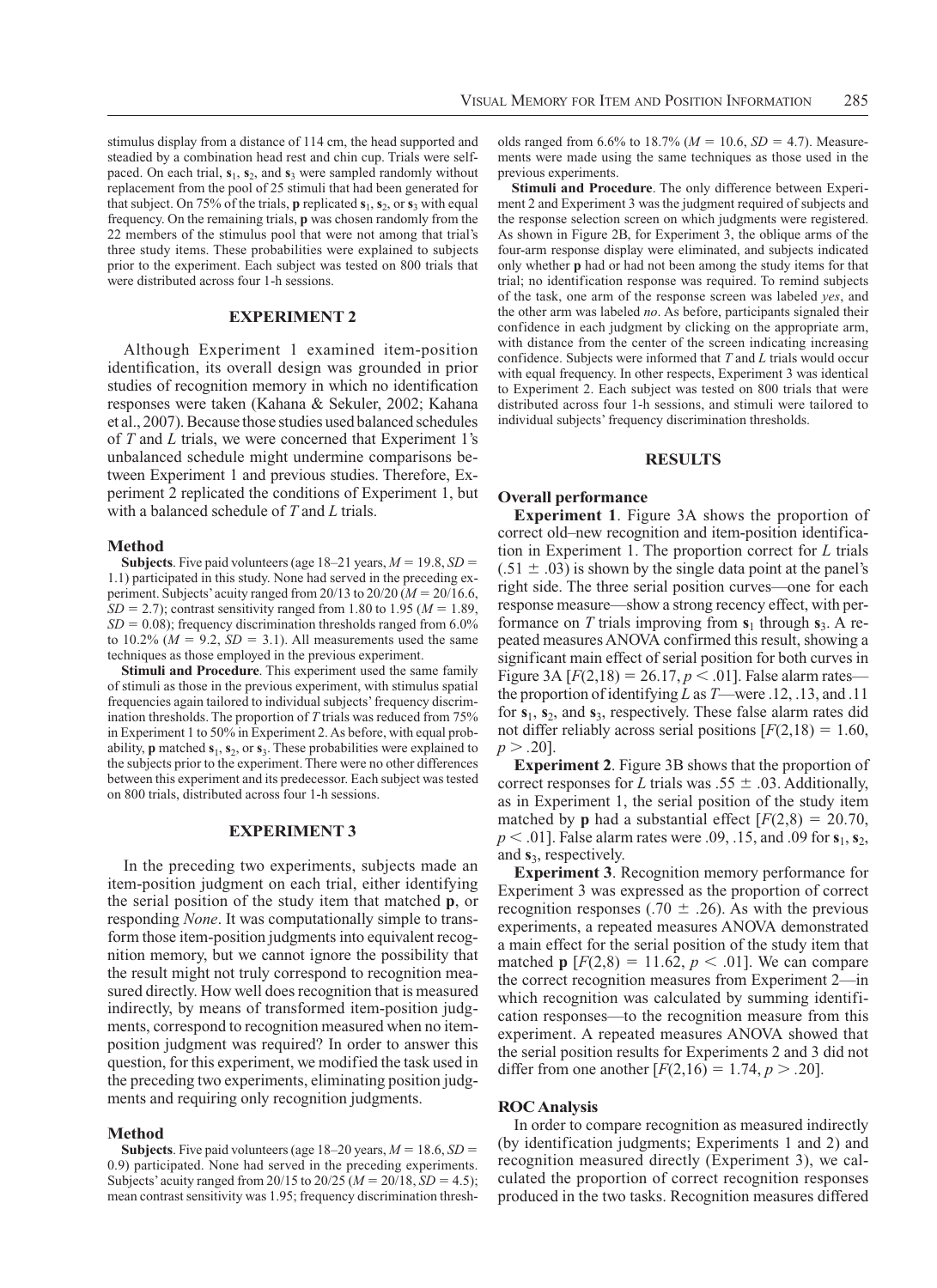stimulus display from a distance of 114 cm, the head supported and steadied by a combination head rest and chin cup. Trials were self-paced. On each trial, $\mathbf{s}_1$, $\mathbf{s}_2$, and $\mathbf{s}_3$ were sampled randomly without replacement from the pool of 25 stimuli that had been generated for that subject. On 75% of the trials, $\mathbf{p}$ replicated $\mathbf{s}_1$, $\mathbf{s}_2$, or $\mathbf{s}_3$ with equal frequency. On the remaining trials, $\mathbf{p}$ was chosen randomly from the 22 members of the stimulus pool that were not among that trial's three study items. These probabilities were explained to subjects prior to the experiment. Each subject was tested on 800 trials that were distributed across four 1-h sessions.

## EXPERIMENT 2

Although Experiment 1 examined item-position identification, its overall design was grounded in prior studies of recognition memory in which no identification responses were taken (Kahana & Sekuler, 2002; Kahana et al., 2007). Because those studies used balanced schedules of *T* and *L* trials, we were concerned that Experiment 1's unbalanced schedule might undermine comparisons between Experiment 1 and previous studies. Therefore, Experiment 2 replicated the conditions of Experiment 1, but with a balanced schedule of *T* and *L* trials.

### Method

**Subjects**. Five paid volunteers (age 18–21 years, $M = 19.8$, $SD = 1.1$) participated in this study. None had served in the preceding experiment. Subjects' acuity ranged from 20/13 to 20/20 ($M = 20/16.6$, $SD = 2.7$); contrast sensitivity ranged from 1.80 to 1.95 ($M = 1.89$, $SD = 0.08$); frequency discrimination thresholds ranged from 6.0% to 10.2% ($M = 9.2$, $SD = 3.1$). All measurements used the same techniques as those employed in the previous experiment.

**Stimuli and Procedure**. This experiment used the same family of stimuli as those in the previous experiment, with stimulus spatial frequencies again tailored to individual subjects' frequency discrimination thresholds. The proportion of *T* trials was reduced from 75% in Experiment 1 to 50% in Experiment 2. As before, with equal probability, $\mathbf{p}$ matched $\mathbf{s}_1$, $\mathbf{s}_2$, or $\mathbf{s}_3$. These probabilities were explained to the subjects prior to the experiment. There were no other differences between this experiment and its predecessor. Each subject was tested on 800 trials, distributed across four 1-h sessions.

## EXPERIMENT 3

In the preceding two experiments, subjects made an item-position judgment on each trial, either identifying the serial position of the study item that matched $\mathbf{p}$, or responding *None*. It was computationally simple to transform those item-position judgments into equivalent recognition memory, but we cannot ignore the possibility that the result might not truly correspond to recognition measured directly. How well does recognition that is measured indirectly, by means of transformed item-position judgments, correspond to recognition measured when no item-position judgment was required? In order to answer this question, for this experiment, we modified the task used in the preceding two experiments, eliminating position judgments and requiring only recognition judgments.

### Method

**Subjects**. Five paid volunteers (age 18–20 years, $M = 18.6$, $SD = 0.9$) participated. None had served in the preceding experiments. Subjects' acuity ranged from 20/15 to 20/25 ($M = 20/18$, $SD = 4.5$); mean contrast sensitivity was 1.95; frequency discrimination thresholds ranged from 6.6% to 18.7% ($M = 10.6$, $SD = 4.7$). Measurements were made using the same techniques as those used in the previous experiments.

**Stimuli and Procedure**. The only difference between Experiment 2 and Experiment 3 was the judgment required of subjects and the response selection screen on which judgments were registered. As shown in Figure 2B, for Experiment 3, the oblique arms of the four-arm response display were eliminated, and subjects indicated only whether $\mathbf{p}$ had or had not been among the study items for that trial; no identification response was required. To remind subjects of the task, one arm of the response screen was labeled *yes*, and the other arm was labeled *no*. As before, participants signaled their confidence in each judgment by clicking on the appropriate arm, with distance from the center of the screen indicating increasing confidence. Subjects were informed that *T* and *L* trials would occur with equal frequency. In other respects, Experiment 3 was identical to Experiment 2. Each subject was tested on 800 trials that were distributed across four 1-h sessions, and stimuli were tailored to individual subjects' frequency discrimination thresholds.

## RESULTS

### Overall performance

**Experiment 1**. Figure 3A shows the proportion of correct old–new recognition and item-position identification in Experiment 1. The proportion correct for *L* trials ($.51 \pm .03$) is shown by the single data point at the panel's right side. The three serial position curves—one for each response measure—show a strong recency effect, with performance on *T* trials improving from $\mathbf{s}_1$ through $\mathbf{s}_3$. A repeated measures ANOVA confirmed this result, showing a significant main effect of serial position for both curves in Figure 3A [$F(2,18) = 26.17$, $p < .01$]. False alarm rates—the proportion of identifying *L* as *T*—were .12, .13, and .11 for $\mathbf{s}_1$, $\mathbf{s}_2$, and $\mathbf{s}_3$, respectively. These false alarm rates did not differ reliably across serial positions [$F(2,18) = 1.60$, $p > .20$].

**Experiment 2**. Figure 3B shows that the proportion of correct responses for *L* trials was $.55 \pm .03$. Additionally, as in Experiment 1, the serial position of the study item matched by $\mathbf{p}$ had a substantial effect [$F(2,8) = 20.70$, $p < .01$]. False alarm rates were .09, .15, and .09 for $\mathbf{s}_1$, $\mathbf{s}_2$, and $\mathbf{s}_3$, respectively.

**Experiment 3**. Recognition memory performance for Experiment 3 was expressed as the proportion of correct recognition responses ($.70 \pm .26$). As with the previous experiments, a repeated measures ANOVA demonstrated a main effect for the serial position of the study item that matched $\mathbf{p}$ [$F(2,8) = 11.62$, $p < .01$]. We can compare the correct recognition measures from Experiment 2—in which recognition was calculated by summing identification responses—to the recognition measure from this experiment. A repeated measures ANOVA showed that the serial position results for Experiments 2 and 3 did not differ from one another [$F(2,16) = 1.74$, $p > .20$].

### ROC Analysis

In order to compare recognition as measured indirectly (by identification judgments; Experiments 1 and 2) and recognition measured directly (Experiment 3), we calculated the proportion of correct recognition responses produced in the two tasks. Recognition measures differed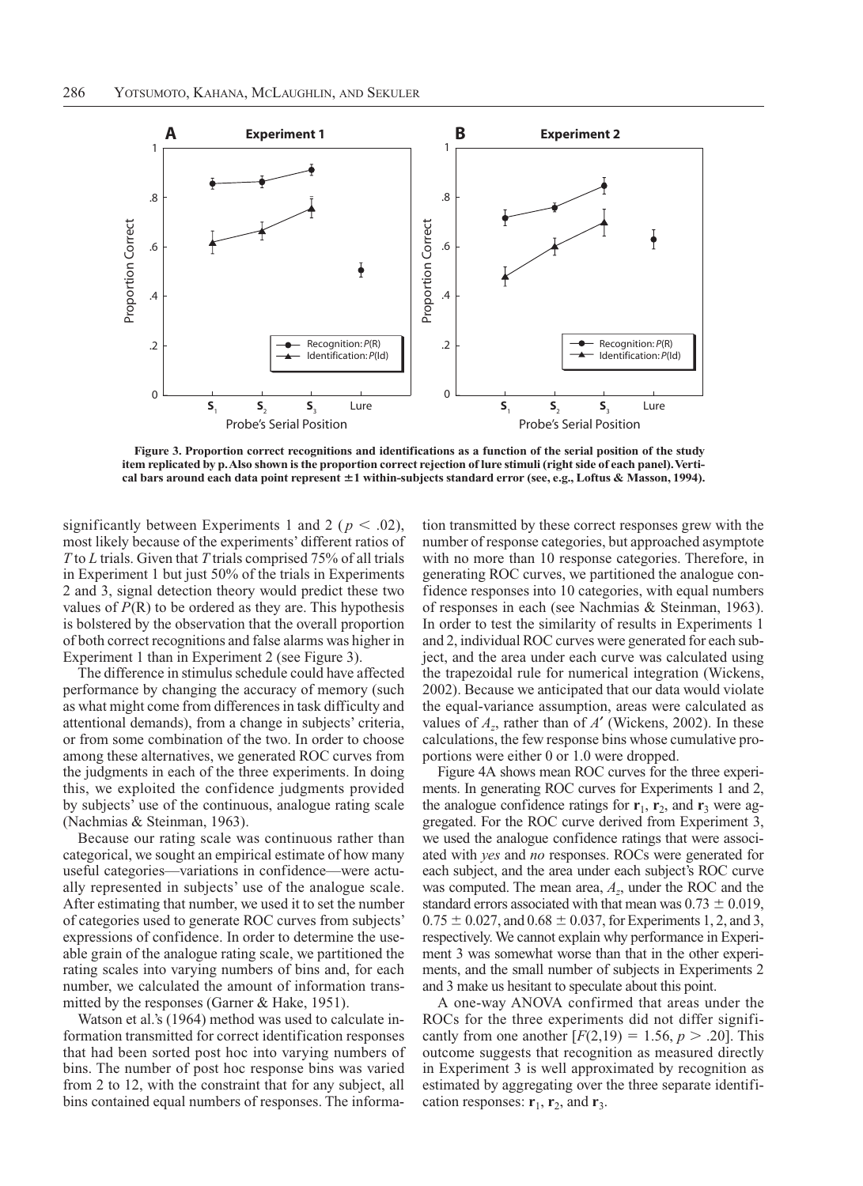**Figure 3. Proportion correct recognitions and identifications as a function of the serial position of the study item replicated by p. Also shown is the proportion correct rejection of lure stimuli (right side of each panel). Vertical bars around each data point represent ±1 within-subjects standard error (see, e.g., Loftus & Masson, 1994).**

significantly between Experiments 1 and 2 ($p < .02$), most likely because of the experiments' different ratios of *T* to *L* trials. Given that *T* trials comprised 75% of all trials in Experiment 1 but just 50% of the trials in Experiments 2 and 3, signal detection theory would predict these two values of $P$(R) to be ordered as they are. This hypothesis is bolstered by the observation that the overall proportion of both correct recognitions and false alarms was higher in Experiment 1 than in Experiment 2 (see Figure 3).

The difference in stimulus schedule could have affected performance by changing the accuracy of memory (such as what might come from differences in task difficulty and attentional demands), from a change in subjects' criteria, or from some combination of the two. In order to choose among these alternatives, we generated ROC curves from the judgments in each of the three experiments. In doing this, we exploited the confidence judgments provided by subjects' use of the continuous, analogue rating scale (Nachmias & Steinman, 1963).

Because our rating scale was continuous rather than categorical, we sought an empirical estimate of how many useful categories—variations in confidence—were actually represented in subjects' use of the analogue scale. After estimating that number, we used it to set the number of categories used to generate ROC curves from subjects' expressions of confidence. In order to determine the useable grain of the analogue rating scale, we partitioned the rating scales into varying numbers of bins and, for each number, we calculated the amount of information transmitted by the responses (Garner & Hake, 1951).

Watson et al.'s (1964) method was used to calculate information transmitted for correct identification responses that had been sorted post hoc into varying numbers of bins. The number of post hoc response bins was varied from 2 to 12, with the constraint that for any subject, all bins contained equal numbers of responses. The information transmitted by these correct responses grew with the number of response categories, but approached asymptote with no more than 10 response categories. Therefore, in generating ROC curves, we partitioned the analogue confidence responses into 10 categories, with equal numbers of responses in each (see Nachmias & Steinman, 1963). In order to test the similarity of results in Experiments 1 and 2, individual ROC curves were generated for each subject, and the area under each curve was calculated using the trapezoidal rule for numerical integration (Wickens, 2002). Because we anticipated that our data would violate the equal-variance assumption, areas were calculated as values of $A_z$, rather than of $A'$ (Wickens, 2002). In these calculations, the few response bins whose cumulative proportions were either 0 or 1.0 were dropped.

Figure 4A shows mean ROC curves for the three experiments. In generating ROC curves for Experiments 1 and 2, the analogue confidence ratings for $\mathbf{r}_1$, $\mathbf{r}_2$, and $\mathbf{r}_3$ were aggregated. For the ROC curve derived from Experiment 3, we used the analogue confidence ratings that were associated with *yes* and *no* responses. ROCs were generated for each subject, and the area under each subject's ROC curve was computed. The mean area, $A_z$, under the ROC and the standard errors associated with that mean was $0.73 \pm 0.019$, $0.75 \pm 0.027$, and $0.68 \pm 0.037$, for Experiments 1, 2, and 3, respectively. We cannot explain why performance in Experiment 3 was somewhat worse than that in the other experiments, and the small number of subjects in Experiments 2 and 3 make us hesitant to speculate about this point.

A one-way ANOVA confirmed that areas under the ROCs for the three experiments did not differ significantly from one another [$F(2,19) = 1.56$, $p > .20$]. This outcome suggests that recognition as measured directly in Experiment 3 is well approximated by recognition as estimated by aggregating over the three separate identification responses: $\mathbf{r}_1$, $\mathbf{r}_2$, and $\mathbf{r}_3$.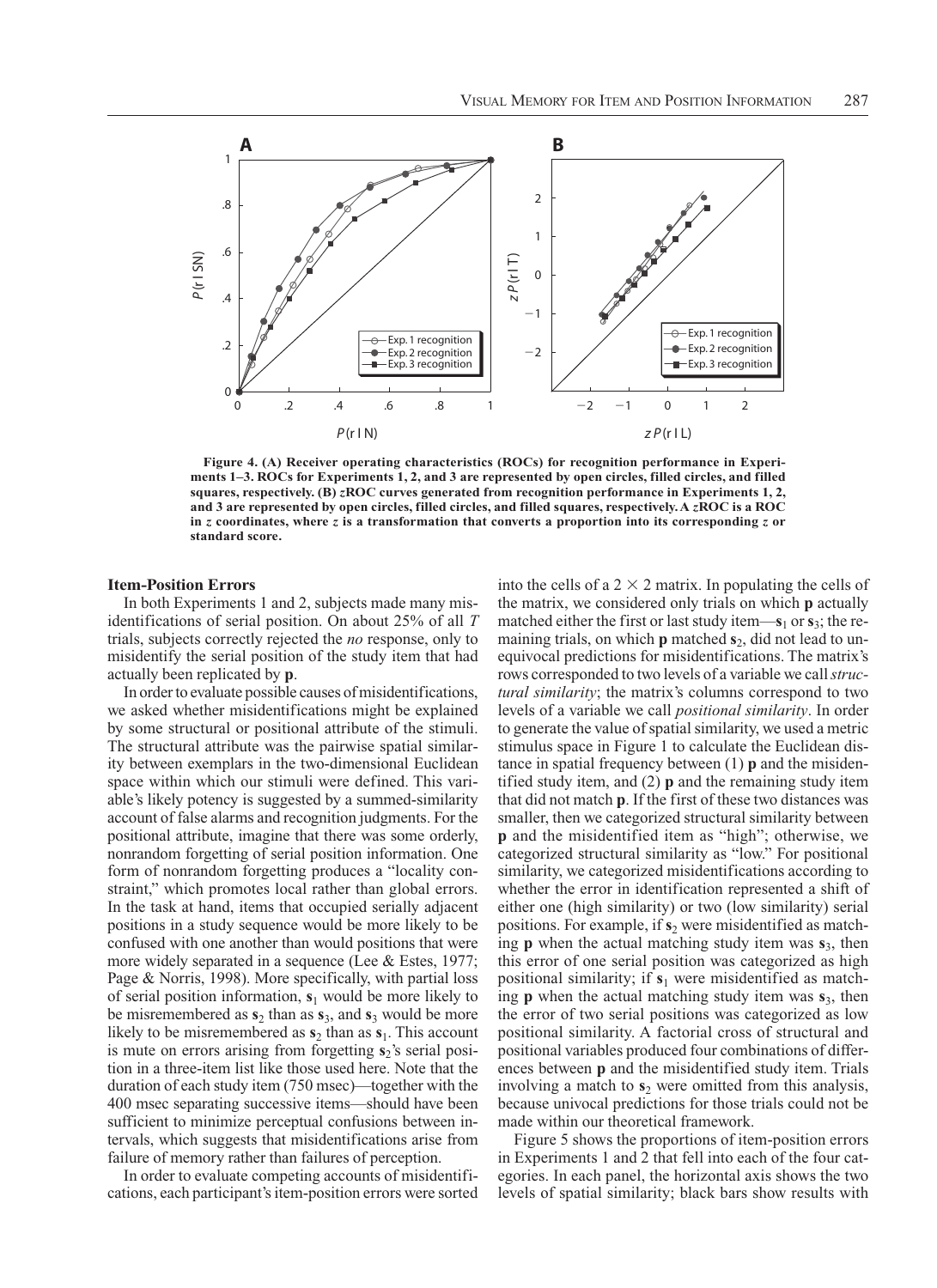Figure 4. (A) Receiver operating characteristics (ROCs) for recognition performance in Experiments 1–3. ROCs for Experiments 1, 2, and 3 are represented by open circles, filled circles, and filled squares, respectively. (B) *z*ROC curves generated from recognition performance in Experiments 1, 2, and 3 are represented by open circles, filled circles, and filled squares, respectively. A *z*ROC is a ROC in *z* coordinates, where *z* is a transformation that converts a proportion into its corresponding *z* or standard score.

### Item-Position Errors

In both Experiments 1 and 2, subjects made many misidentifications of serial position. On about 25% of all *T* trials, subjects correctly rejected the *no* response, only to misidentify the serial position of the study item that had actually been replicated by **p**.

In order to evaluate possible causes of misidentifications, we asked whether misidentifications might be explained by some structural or positional attribute of the stimuli. The structural attribute was the pairwise spatial similarity between exemplars in the two-dimensional Euclidean space within which our stimuli were defined. This variable's likely potency is suggested by a summed-similarity account of false alarms and recognition judgments. For the positional attribute, imagine that there was some orderly, nonrandom forgetting of serial position information. One form of nonrandom forgetting produces a "locality constraint," which promotes local rather than global errors. In the task at hand, items that occupied serially adjacent positions in a study sequence would be more likely to be confused with one another than would positions that were more widely separated in a sequence (Lee & Estes, 1977; Page & Norris, 1998). More specifically, with partial loss of serial position information, $\mathbf{s}_1$ would be more likely to be misremembered as $\mathbf{s}_2$ than as $\mathbf{s}_3$, and $\mathbf{s}_3$ would be more likely to be misremembered as $\mathbf{s}_2$ than as $\mathbf{s}_1$. This account is mute on errors arising from forgetting $\mathbf{s}_2$'s serial position in a three-item list like those used here. Note that the duration of each study item (750 msec)—together with the 400 msec separating successive items—should have been sufficient to minimize perceptual confusions between intervals, which suggests that misidentifications arise from failure of memory rather than failures of perception.

In order to evaluate competing accounts of misidentifications, each participant's item-position errors were sorted into the cells of a $2 \times 2$ matrix. In populating the cells of the matrix, we considered only trials on which **p** actually matched either the first or last study item—$\mathbf{s}_1$ or $\mathbf{s}_3$; the remaining trials, on which **p** matched $\mathbf{s}_2$, did not lead to unequivocal predictions for misidentifications. The matrix's rows corresponded to two levels of a variable we call *structural similarity*; the matrix's columns correspond to two levels of a variable we call *positional similarity*. In order to generate the value of spatial similarity, we used a metric stimulus space in Figure 1 to calculate the Euclidean distance in spatial frequency between (1) **p** and the misidentified study item, and (2) **p** and the remaining study item that did not match **p**. If the first of these two distances was smaller, then we categorized structural similarity between **p** and the misidentified item as "high"; otherwise, we categorized structural similarity as "low." For positional similarity, we categorized misidentifications according to whether the error in identification represented a shift of either one (high similarity) or two (low similarity) serial positions. For example, if $\mathbf{s}_2$ were misidentified as matching **p** when the actual matching study item was $\mathbf{s}_3$, then this error of one serial position was categorized as high positional similarity; if $\mathbf{s}_1$ were misidentified as matching **p** when the actual matching study item was $\mathbf{s}_3$, then the error of two serial positions was categorized as low positional similarity. A factorial cross of structural and positional variables produced four combinations of differences between **p** and the misidentified study item. Trials involving a match to $\mathbf{s}_2$ were omitted from this analysis, because univocal predictions for those trials could not be made within our theoretical framework.

Figure 5 shows the proportions of item-position errors in Experiments 1 and 2 that fell into each of the four categories. In each panel, the horizontal axis shows the two levels of spatial similarity; black bars show results with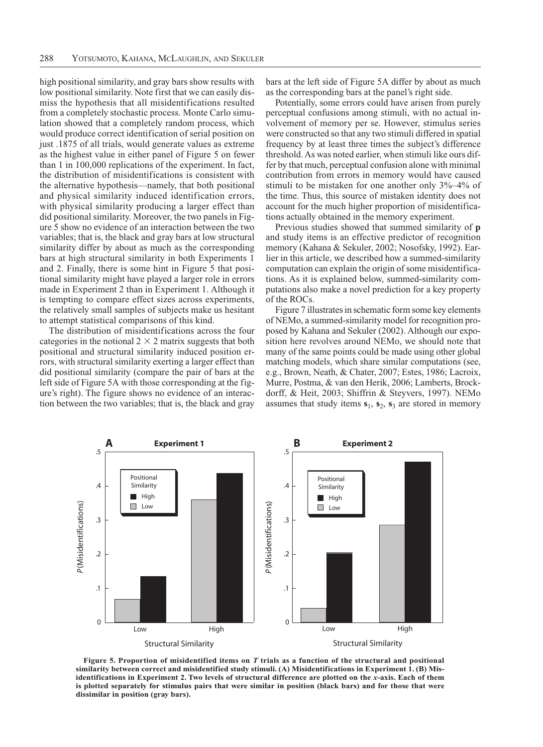high positional similarity, and gray bars show results with low positional similarity. Note first that we can easily dismiss the hypothesis that all misidentifications resulted from a completely stochastic process. Monte Carlo simulation showed that a completely random process, which would produce correct identification of serial position on just .1875 of all trials, would generate values as extreme as the highest value in either panel of Figure 5 on fewer than 1 in 100,000 replications of the experiment. In fact, the distribution of misidentifications is consistent with the alternative hypothesis—namely, that both positional and physical similarity induced identification errors, with physical similarity producing a larger effect than did positional similarity. Moreover, the two panels in Figure 5 show no evidence of an interaction between the two variables; that is, the black and gray bars at low structural similarity differ by about as much as the corresponding bars at high structural similarity in both Experiments 1 and 2. Finally, there is some hint in Figure 5 that positional similarity might have played a larger role in errors made in Experiment 2 than in Experiment 1. Although it is tempting to compare effect sizes across experiments, the relatively small samples of subjects make us hesitant to attempt statistical comparisons of this kind.

The distribution of misidentifications across the four categories in the notional $2 \times 2$ matrix suggests that both positional and structural similarity induced position errors, with structural similarity exerting a larger effect than did positional similarity (compare the pair of bars at the left side of Figure 5A with those corresponding at the figure's right). The figure shows no evidence of an interaction between the two variables; that is, the black and gray bars at the left side of Figure 5A differ by about as much as the corresponding bars at the panel's right side.

Potentially, some errors could have arisen from purely perceptual confusions among stimuli, with no actual involvement of memory per se. However, stimulus series were constructed so that any two stimuli differed in spatial frequency by at least three times the subject's difference threshold. As was noted earlier, when stimuli like ours differ by that much, perceptual confusion alone with minimal contribution from errors in memory would have caused stimuli to be mistaken for one another only 3%–4% of the time. Thus, this source of mistaken identity does not account for the much higher proportion of misidentifications actually obtained in the memory experiment.

Previous studies showed that summed similarity of **p** and study items is an effective predictor of recognition memory (Kahana & Sekuler, 2002; Nosofsky, 1992). Earlier in this article, we described how a summed-similarity computation can explain the origin of some misidentifications. As it is explained below, summed-similarity computations also make a novel prediction for a key property of the ROCs.

Figure 7 illustrates in schematic form some key elements of NEMo, a summed-similarity model for recognition proposed by Kahana and Sekuler (2002). Although our exposition here revolves around NEMo, we should note that many of the same points could be made using other global matching models, which share similar computations (see, e.g., Brown, Neath, & Chater, 2007; Estes, 1986; Lacroix, Murre, Postma, & van den Herik, 2006; Lamberts, Brockdorff, & Heit, 2003; Shiffrin & Steyvers, 1997). NEMo assumes that study items $\mathbf{s}_1$, $\mathbf{s}_2$, $\mathbf{s}_3$ are stored in memory

**Figure 5. Proportion of misidentified items on *T* trials as a function of the structural and positional similarity between correct and misidentified study stimuli. (A) Misidentifications in Experiment 1. (B) Misidentifications in Experiment 2. Two levels of structural difference are plotted on the *x*-axis. Each of them is plotted separately for stimulus pairs that were similar in position (black bars) and for those that were dissimilar in position (gray bars).**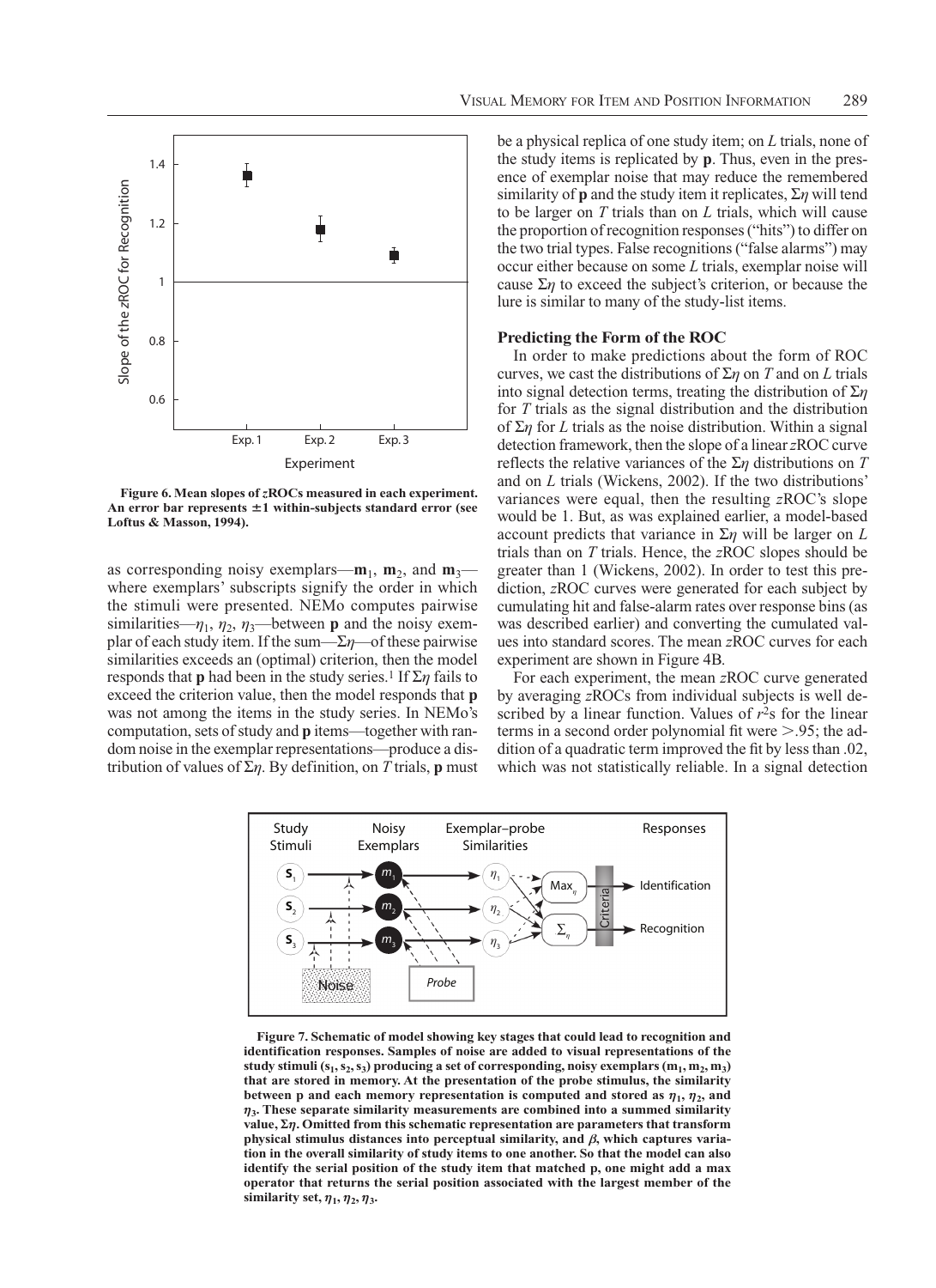**Figure 6. Mean slopes of *z*ROCs measured in each experiment. An error bar represents ±1 within-subjects standard error (see Loftus & Masson, 1994).**

as corresponding noisy exemplars—$\mathbf{m}_1$, $\mathbf{m}_2$, and $\mathbf{m}_3$—where exemplars' subscripts signify the order in which the stimuli were presented. NEMo computes pairwise similarities—$\eta_1$, $\eta_2$, $\eta_3$—between **p** and the noisy exemplar of each study item. If the sum—$\Sigma\eta$—of these pairwise similarities exceeds an (optimal) criterion, then the model responds that **p** had been in the study series.[1] If $\Sigma\eta$ fails to exceed the criterion value, then the model responds that **p** was not among the items in the study series. In NEMo's computation, sets of study and **p** items—together with random noise in the exemplar representations—produce a distribution of values of $\Sigma\eta$. By definition, on *T* trials, **p** must be a physical replica of one study item; on *L* trials, none of the study items is replicated by **p**. Thus, even in the presence of exemplar noise that may reduce the remembered similarity of **p** and the study item it replicates, $\Sigma\eta$ will tend to be larger on *T* trials than on *L* trials, which will cause the proportion of recognition responses ("hits") to differ on the two trial types. False recognitions ("false alarms") may occur either because on some *L* trials, exemplar noise will cause $\Sigma\eta$ to exceed the subject's criterion, or because the lure is similar to many of the study-list items.

### Predicting the Form of the ROC

In order to make predictions about the form of ROC curves, we cast the distributions of $\Sigma\eta$ on *T* and on *L* trials into signal detection terms, treating the distribution of $\Sigma\eta$ for *T* trials as the signal distribution and the distribution of $\Sigma\eta$ for *L* trials as the noise distribution. Within a signal detection framework, then the slope of a linear *z*ROC curve reflects the relative variances of the $\Sigma\eta$ distributions on *T* and on *L* trials (Wickens, 2002). If the two distributions' variances were equal, then the resulting *z*ROC's slope would be 1. But, as was explained earlier, a model-based account predicts that variance in $\Sigma\eta$ will be larger on *L* trials than on *T* trials. Hence, the *z*ROC slopes should be greater than 1 (Wickens, 2002). In order to test this prediction, *z*ROC curves were generated for each subject by cumulating hit and false-alarm rates over response bins (as was described earlier) and converting the cumulated values into standard scores. The mean *z*ROC curves for each experiment are shown in Figure 4B.

For each experiment, the mean *z*ROC curve generated by averaging *z*ROCs from individual subjects is well described by a linear function. Values of $r^2$s for the linear terms in a second order polynomial fit were $>.95$; the addition of a quadratic term improved the fit by less than .02, which was not statistically reliable. In a signal detection

**Figure 7. Schematic of model showing key stages that could lead to recognition and identification responses. Samples of noise are added to visual representations of the study stimuli ($\mathbf{s}_1, \mathbf{s}_2, \mathbf{s}_3$) producing a set of corresponding, noisy exemplars ($\mathbf{m}_1, \mathbf{m}_2, \mathbf{m}_3$) that are stored in memory. At the presentation of the probe stimulus, the similarity between p and each memory representation is computed and stored as $\eta_1$, $\eta_2$, and $\eta_3$. These separate similarity measurements are combined into a summed similarity value, $\Sigma\eta$. Omitted from this schematic representation are parameters that transform physical stimulus distances into perceptual similarity, and $\beta$, which captures variation in the overall similarity of study items to one another. So that the model can also identify the serial position of the study item that matched p, one might add a max operator that returns the serial position associated with the largest member of the similarity set, $\eta_1$, $\eta_2$, $\eta_3$.**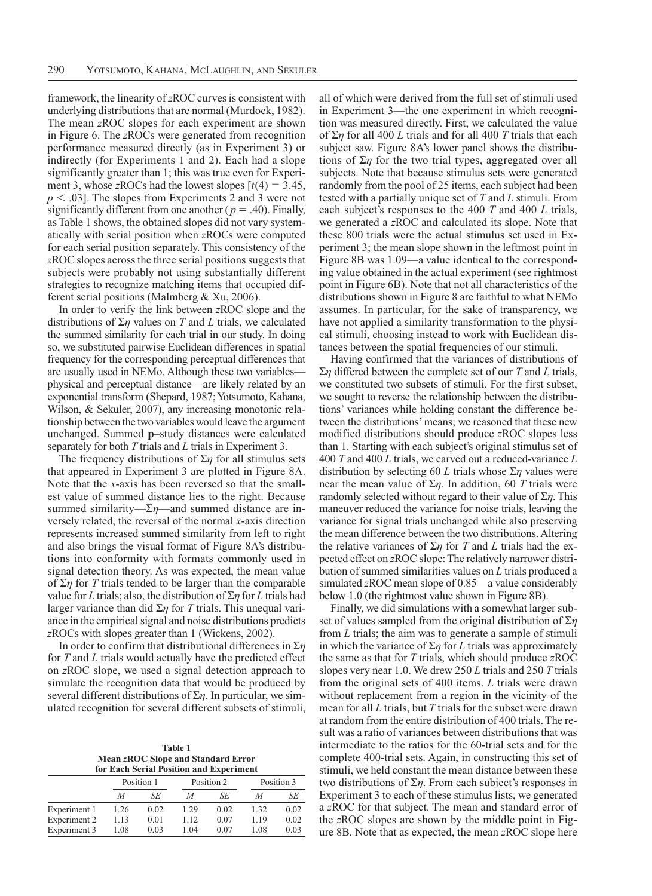framework, the linearity of *z*ROC curves is consistent with underlying distributions that are normal (Murdock, 1982). The mean *z*ROC slopes for each experiment are shown in Figure 6. The *z*ROCs were generated from recognition performance measured directly (as in Experiment 3) or indirectly (for Experiments 1 and 2). Each had a slope significantly greater than 1; this was true even for Experiment 3, whose *z*ROCs had the lowest slopes [$t(4) = 3.45$, $p < .03$]. The slopes from Experiments 2 and 3 were not significantly different from one another ($p = .40$). Finally, as Table 1 shows, the obtained slopes did not vary systematically with serial position when *z*ROCs were computed for each serial position separately. This consistency of the *z*ROC slopes across the three serial positions suggests that subjects were probably not using substantially different strategies to recognize matching items that occupied different serial positions (Malmberg & Xu, 2006).

In order to verify the link between *z*ROC slope and the distributions of $\Sigma\eta$ values on *T* and *L* trials, we calculated the summed similarity for each trial in our study. In doing so, we substituted pairwise Euclidean differences in spatial frequency for the corresponding perceptual differences that are usually used in NEMo. Although these two variables—physical and perceptual distance—are likely related by an exponential transform (Shepard, 1987; Yotsumoto, Kahana, Wilson, & Sekuler, 2007), any increasing monotonic relationship between the two variables would leave the argument unchanged. Summed **p**–study distances were calculated separately for both *T* trials and *L* trials in Experiment 3.

The frequency distributions of $\Sigma\eta$ for all stimulus sets that appeared in Experiment 3 are plotted in Figure 8A. Note that the *x*-axis has been reversed so that the smallest value of summed distance lies to the right. Because summed similarity—$\Sigma\eta$—and summed distance are inversely related, the reversal of the normal *x*-axis direction represents increased summed similarity from left to right and also brings the visual format of Figure 8A's distributions into conformity with formats commonly used in signal detection theory. As was expected, the mean value of $\Sigma\eta$ for *T* trials tended to be larger than the comparable value for *L* trials; also, the distribution of $\Sigma\eta$ for *L* trials had larger variance than did $\Sigma\eta$ for *T* trials. This unequal variance in the empirical signal and noise distributions predicts *z*ROCs with slopes greater than 1 (Wickens, 2002).

In order to confirm that distributional differences in $\Sigma\eta$ for *T* and *L* trials would actually have the predicted effect on *z*ROC slope, we used a signal detection approach to simulate the recognition data that would be produced by several different distributions of $\Sigma\eta$. In particular, we simulated recognition for several different subsets of stimuli,

**Table 1**
**Mean *z*ROC Slope and Standard Error for Each Serial Position and Experiment**

| | Position 1 | | Position 2 | | Position 3 | |
|---|---|---|---|---|---|---|
| | *M* | *SE* | *M* | *SE* | *M* | *SE* |
| Experiment 1 | 1.26 | 0.02 | 1.29 | 0.02 | 1.32 | 0.02 |
| Experiment 2 | 1.13 | 0.01 | 1.12 | 0.07 | 1.19 | 0.02 |
| Experiment 3 | 1.08 | 0.03 | 1.04 | 0.07 | 1.08 | 0.03 |

all of which were derived from the full set of stimuli used in Experiment 3—the one experiment in which recognition was measured directly. First, we calculated the value of $\Sigma\eta$ for all 400 *L* trials and for all 400 *T* trials that each subject saw. Figure 8A's lower panel shows the distributions of $\Sigma\eta$ for the two trial types, aggregated over all subjects. Note that because stimulus sets were generated randomly from the pool of 25 items, each subject had been tested with a partially unique set of *T* and *L* stimuli. From each subject's responses to the 400 *T* and 400 *L* trials, we generated a *z*ROC and calculated its slope. Note that these 800 trials were the actual stimulus set used in Experiment 3; the mean slope shown in the leftmost point in Figure 8B was 1.09—a value identical to the corresponding value obtained in the actual experiment (see rightmost point in Figure 6B). Note that not all characteristics of the distributions shown in Figure 8 are faithful to what NEMo assumes. In particular, for the sake of transparency, we have not applied a similarity transformation to the physical stimuli, choosing instead to work with Euclidean distances between the spatial frequencies of our stimuli.

Having confirmed that the variances of distributions of $\Sigma\eta$ differed between the complete set of our *T* and *L* trials, we constituted two subsets of stimuli. For the first subset, we sought to reverse the relationship between the distributions' variances while holding constant the difference between the distributions' means; we reasoned that these new modified distributions should produce *z*ROC slopes less than 1. Starting with each subject's original stimulus set of 400 *T* and 400 *L* trials, we carved out a reduced-variance *L* distribution by selecting 60 *L* trials whose $\Sigma\eta$ values were near the mean value of $\Sigma\eta$. In addition, 60 *T* trials were randomly selected without regard to their value of $\Sigma\eta$. This maneuver reduced the variance for noise trials, leaving the variance for signal trials unchanged while also preserving the mean difference between the two distributions. Altering the relative variances of $\Sigma\eta$ for *T* and *L* trials had the expected effect on *z*ROC slope: The relatively narrower distribution of summed similarities values on *L* trials produced a simulated *z*ROC mean slope of 0.85—a value considerably below 1.0 (the rightmost value shown in Figure 8B).

Finally, we did simulations with a somewhat larger subset of values sampled from the original distribution of $\Sigma\eta$ from *L* trials; the aim was to generate a sample of stimuli in which the variance of $\Sigma\eta$ for *L* trials was approximately the same as that for *T* trials, which should produce *z*ROC slopes very near 1.0. We drew 250 *L* trials and 250 *T* trials from the original sets of 400 items. *L* trials were drawn without replacement from a region in the vicinity of the mean for all *L* trials, but *T* trials for the subset were drawn at random from the entire distribution of 400 trials. The result was a ratio of variances between distributions that was intermediate to the ratios for the 60-trial sets and for the complete 400-trial sets. Again, in constructing this set of stimuli, we held constant the mean distance between these two distributions of $\Sigma\eta$. From each subject's responses in Experiment 3 to each of these stimulus lists, we generated a *z*ROC for that subject. The mean and standard error of the *z*ROC slopes are shown by the middle point in Figure 8B. Note that as expected, the mean *z*ROC slope here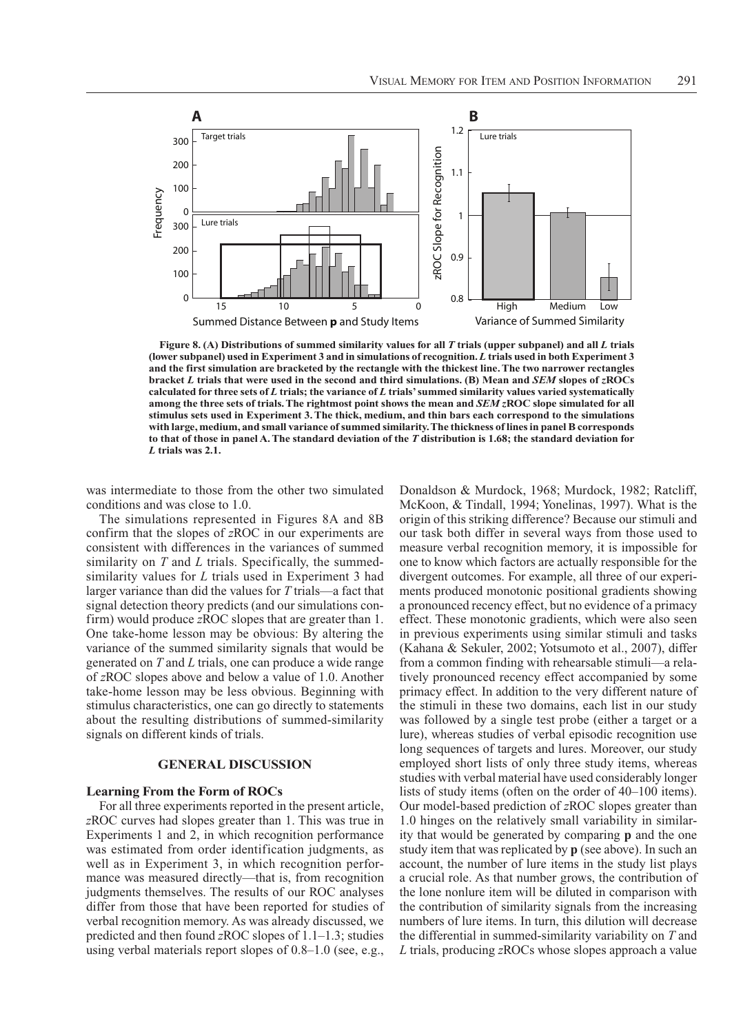**Figure 8. (A) Distributions of summed similarity values for all $T$ trials (upper subpanel) and all $L$ trials (lower subpanel) used in Experiment 3 and in simulations of recognition. $L$ trials used in both Experiment 3 and the first simulation are bracketed by the rectangle with the thickest line. The two narrower rectangles bracket $L$ trials that were used in the second and third simulations. (B) Mean and *SEM* slopes of *z*ROCs calculated for three sets of $L$ trials; the variance of $L$ trials' summed similarity values varied systematically among the three sets of trials. The rightmost point shows the mean and *SEM* *z*ROC slope simulated for all stimulus sets used in Experiment 3. The thick, medium, and thin bars each correspond to the simulations with large, medium, and small variance of summed similarity. The thickness of lines in panel B corresponds to that of those in panel A. The standard deviation of the $T$ distribution is 1.68; the standard deviation for $L$ trials was 2.1.**

was intermediate to those from the other two simulated conditions and was close to 1.0.

The simulations represented in Figures 8A and 8B confirm that the slopes of *z*ROC in our experiments are consistent with differences in the variances of summed similarity on $T$ and $L$ trials. Specifically, the summed-similarity values for $L$ trials used in Experiment 3 had larger variance than did the values for $T$ trials—a fact that signal detection theory predicts (and our simulations confirm) would produce *z*ROC slopes that are greater than 1. One take-home lesson may be obvious: By altering the variance of the summed similarity signals that would be generated on $T$ and $L$ trials, one can produce a wide range of *z*ROC slopes above and below a value of 1.0. Another take-home lesson may be less obvious. Beginning with stimulus characteristics, one can go directly to statements about the resulting distributions of summed-similarity signals on different kinds of trials.

## GENERAL DISCUSSION

### Learning From the Form of ROCs

For all three experiments reported in the present article, *z*ROC curves had slopes greater than 1. This was true in Experiments 1 and 2, in which recognition performance was estimated from order identification judgments, as well as in Experiment 3, in which recognition performance was measured directly—that is, from recognition judgments themselves. The results of our ROC analyses differ from those that have been reported for studies of verbal recognition memory. As was already discussed, we predicted and then found *z*ROC slopes of 1.1–1.3; studies using verbal materials report slopes of 0.8–1.0 (see, e.g., Donaldson & Murdock, 1968; Murdock, 1982; Ratcliff, McKoon, & Tindall, 1994; Yonelinas, 1997). What is the origin of this striking difference? Because our stimuli and our task both differ in several ways from those used to measure verbal recognition memory, it is impossible for one to know which factors are actually responsible for the divergent outcomes. For example, all three of our experiments produced monotonic positional gradients showing a pronounced recency effect, but no evidence of a primacy effect. These monotonic gradients, which were also seen in previous experiments using similar stimuli and tasks (Kahana & Sekuler, 2002; Yotsumoto et al., 2007), differ from a common finding with rehearsable stimuli—a relatively pronounced recency effect accompanied by some primacy effect. In addition to the very different nature of the stimuli in these two domains, each list in our study was followed by a single test probe (either a target or a lure), whereas studies of verbal episodic recognition use long sequences of targets and lures. Moreover, our study employed short lists of only three study items, whereas studies with verbal material have used considerably longer lists of study items (often on the order of 40–100 items). Our model-based prediction of *z*ROC slopes greater than 1.0 hinges on the relatively small variability in similarity that would be generated by comparing **p** and the one study item that was replicated by **p** (see above). In such an account, the number of lure items in the study list plays a crucial role. As that number grows, the contribution of the lone nonlure item will be diluted in comparison with the contribution of similarity signals from the increasing numbers of lure items. In turn, this dilution will decrease the differential in summed-similarity variability on $T$ and $L$ trials, producing *z*ROCs whose slopes approach a value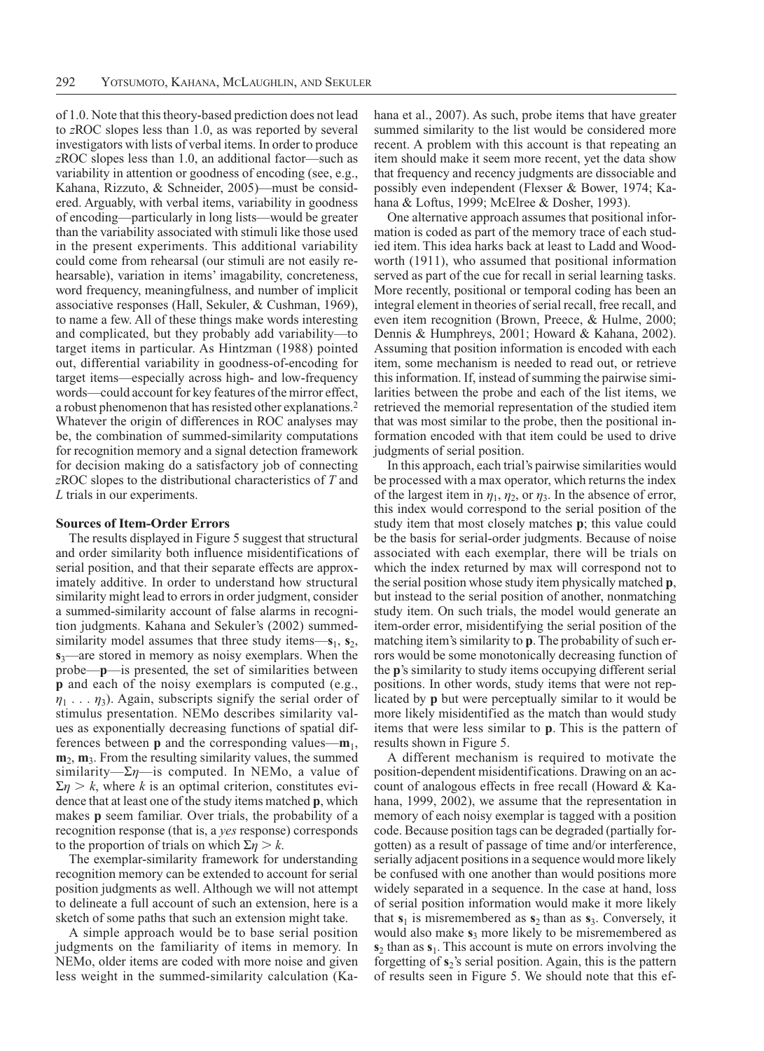of 1.0. Note that this theory-based prediction does not lead to *z*ROC slopes less than 1.0, as was reported by several investigators with lists of verbal items. In order to produce *z*ROC slopes less than 1.0, an additional factor—such as variability in attention or goodness of encoding (see, e.g., Kahana, Rizzuto, & Schneider, 2005)—must be considered. Arguably, with verbal items, variability in goodness of encoding—particularly in long lists—would be greater than the variability associated with stimuli like those used in the present experiments. This additional variability could come from rehearsal (our stimuli are not easily rehearsable), variation in items' imagability, concreteness, word frequency, meaningfulness, and number of implicit associative responses (Hall, Sekuler, & Cushman, 1969), to name a few. All of these things make words interesting and complicated, but they probably add variability—to target items in particular. As Hintzman (1988) pointed out, differential variability in goodness-of-encoding for target items—especially across high- and low-frequency words—could account for key features of the mirror effect, a robust phenomenon that has resisted other explanations.[2] Whatever the origin of differences in ROC analyses may be, the combination of summed-similarity computations for recognition memory and a signal detection framework for decision making do a satisfactory job of connecting *z*ROC slopes to the distributional characteristics of *T* and *L* trials in our experiments.

### Sources of Item-Order Errors

The results displayed in Figure 5 suggest that structural and order similarity both influence misidentifications of serial position, and that their separate effects are approximately additive. In order to understand how structural similarity might lead to errors in order judgment, consider a summed-similarity account of false alarms in recognition judgments. Kahana and Sekuler's (2002) summed-similarity model assumes that three study items—$\mathbf{s}_1$, $\mathbf{s}_2$, $\mathbf{s}_3$—are stored in memory as noisy exemplars. When the probe—$\mathbf{p}$—is presented, the set of similarities between $\mathbf{p}$ and each of the noisy exemplars is computed (e.g., $\eta_1 \ldots \eta_3$). Again, subscripts signify the serial order of stimulus presentation. NEMo describes similarity values as exponentially decreasing functions of spatial differences between $\mathbf{p}$ and the corresponding values—$\mathbf{m}_1$, $\mathbf{m}_2$, $\mathbf{m}_3$. From the resulting similarity values, the summed similarity—$\Sigma\eta$—is computed. In NEMo, a value of $\Sigma\eta > k$, where $k$ is an optimal criterion, constitutes evidence that at least one of the study items matched $\mathbf{p}$, which makes $\mathbf{p}$ seem familiar. Over trials, the probability of a recognition response (that is, a *yes* response) corresponds to the proportion of trials on which $\Sigma\eta > k$.

The exemplar-similarity framework for understanding recognition memory can be extended to account for serial position judgments as well. Although we will not attempt to delineate a full account of such an extension, here is a sketch of some paths that such an extension might take.

A simple approach would be to base serial position judgments on the familiarity of items in memory. In NEMo, older items are coded with more noise and given less weight in the summed-similarity calculation (Kahana et al., 2007). As such, probe items that have greater summed similarity to the list would be considered more recent. A problem with this account is that repeating an item should make it seem more recent, yet the data show that frequency and recency judgments are dissociable and possibly even independent (Flexser & Bower, 1974; Kahana & Loftus, 1999; McElree & Dosher, 1993).

One alternative approach assumes that positional information is coded as part of the memory trace of each studied item. This idea harks back at least to Ladd and Woodworth (1911), who assumed that positional information served as part of the cue for recall in serial learning tasks. More recently, positional or temporal coding has been an integral element in theories of serial recall, free recall, and even item recognition (Brown, Preece, & Hulme, 2000; Dennis & Humphreys, 2001; Howard & Kahana, 2002). Assuming that position information is encoded with each item, some mechanism is needed to read out, or retrieve this information. If, instead of summing the pairwise similarities between the probe and each of the list items, we retrieved the memorial representation of the studied item that was most similar to the probe, then the positional information encoded with that item could be used to drive judgments of serial position.

In this approach, each trial's pairwise similarities would be processed with a max operator, which returns the index of the largest item in $\eta_1$, $\eta_2$, or $\eta_3$. In the absence of error, this index would correspond to the serial position of the study item that most closely matches $\mathbf{p}$; this value could be the basis for serial-order judgments. Because of noise associated with each exemplar, there will be trials on which the index returned by max will correspond not to the serial position whose study item physically matched $\mathbf{p}$, but instead to the serial position of another, nonmatching study item. On such trials, the model would generate an item-order error, misidentifying the serial position of the matching item's similarity to $\mathbf{p}$. The probability of such errors would be some monotonically decreasing function of the $\mathbf{p}$'s similarity to study items occupying different serial positions. In other words, study items that were not replicated by $\mathbf{p}$ but were perceptually similar to it would be more likely misidentified as the match than would study items that were less similar to $\mathbf{p}$. This is the pattern of results shown in Figure 5.

A different mechanism is required to motivate the position-dependent misidentifications. Drawing on an account of analogous effects in free recall (Howard & Kahana, 1999, 2002), we assume that the representation in memory of each noisy exemplar is tagged with a position code. Because position tags can be degraded (partially forgotten) as a result of passage of time and/or interference, serially adjacent positions in a sequence would more likely be confused with one another than would positions more widely separated in a sequence. In the case at hand, loss of serial position information would make it more likely that $\mathbf{s}_1$ is misremembered as $\mathbf{s}_2$ than as $\mathbf{s}_3$. Conversely, it would also make $\mathbf{s}_3$ more likely to be misremembered as $\mathbf{s}_2$ than as $\mathbf{s}_1$. This account is mute on errors involving the forgetting of $\mathbf{s}_2$'s serial position. Again, this is the pattern of results seen in Figure 5. We should note that this ef-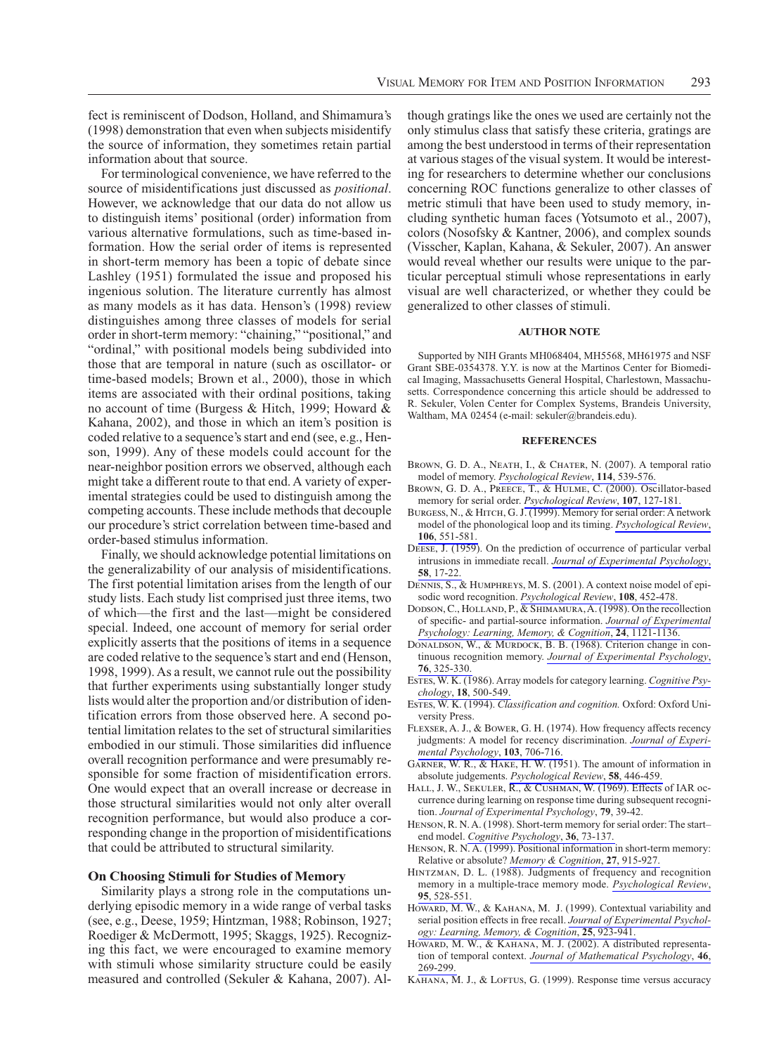fect is reminiscent of Dodson, Holland, and Shimamura's (1998) demonstration that even when subjects misidentify the source of information, they sometimes retain partial information about that source.

For terminological convenience, we have referred to the source of misidentifications just discussed as *positional*. However, we acknowledge that our data do not allow us to distinguish items' positional (order) information from various alternative formulations, such as time-based information. How the serial order of items is represented in short-term memory has been a topic of debate since Lashley (1951) formulated the issue and proposed his ingenious solution. The literature currently has almost as many models as it has data. Henson's (1998) review distinguishes among three classes of models for serial order in short-term memory: "chaining," "positional," and "ordinal," with positional models being subdivided into those that are temporal in nature (such as oscillator- or time-based models; Brown et al., 2000), those in which items are associated with their ordinal positions, taking no account of time (Burgess & Hitch, 1999; Howard & Kahana, 2002), and those in which an item's position is coded relative to a sequence's start and end (see, e.g., Henson, 1999). Any of these models could account for the near-neighbor position errors we observed, although each might take a different route to that end. A variety of experimental strategies could be used to distinguish among the competing accounts. These include methods that decouple our procedure's strict correlation between time-based and order-based stimulus information.

Finally, we should acknowledge potential limitations on the generalizability of our analysis of misidentifications. The first potential limitation arises from the length of our study lists. Each study list comprised just three items, two of which—the first and the last—might be considered special. Indeed, one account of memory for serial order explicitly asserts that the positions of items in a sequence are coded relative to the sequence's start and end (Henson, 1998, 1999). As a result, we cannot rule out the possibility that further experiments using substantially longer study lists would alter the proportion and/or distribution of identification errors from those observed here. A second potential limitation relates to the set of structural similarities embodied in our stimuli. Those similarities did influence overall recognition performance and were presumably responsible for some fraction of misidentification errors. One would expect that an overall increase or decrease in those structural similarities would not only alter overall recognition performance, but would also produce a corresponding change in the proportion of misidentifications that could be attributed to structural similarity.

### On Choosing Stimuli for Studies of Memory

Similarity plays a strong role in the computations underlying episodic memory in a wide range of verbal tasks (see, e.g., Deese, 1959; Hintzman, 1988; Robinson, 1927; Roediger & McDermott, 1995; Skaggs, 1925). Recognizing this fact, we were encouraged to examine memory with stimuli whose similarity structure could be easily measured and controlled (Sekuler & Kahana, 2007). Although gratings like the ones we used are certainly not the only stimulus class that satisfy these criteria, gratings are among the best understood in terms of their representation at various stages of the visual system. It would be interesting for researchers to determine whether our conclusions concerning ROC functions generalize to other classes of metric stimuli that have been used to study memory, including synthetic human faces (Yotsumoto et al., 2007), colors (Nosofsky & Kantner, 2006), and complex sounds (Visscher, Kaplan, Kahana, & Sekuler, 2007). An answer would reveal whether our results were unique to the particular perceptual stimuli whose representations in early visual are well characterized, or whether they could be generalized to other classes of stimuli.

## AUTHOR NOTE

Supported by NIH Grants MH068404, MH5568, MH61975 and NSF Grant SBE-0354378. Y.Y. is now at the Martinos Center for Biomedical Imaging, Massachusetts General Hospital, Charlestown, Massachusetts. Correspondence concerning this article should be addressed to R. Sekuler, Volen Center for Complex Systems, Brandeis University, Waltham, MA 02454 (e-mail: sekuler@brandeis.edu).

## REFERENCES

Brown, G. D. A., Neath, I., & Chater, N. (2007). A temporal ratio model of memory. *Psychological Review*, **114**, 539-576.

Brown, G. D. A., Preece, T., & Hulme, C. (2000). Oscillator-based memory for serial order. *Psychological Review*, **107**, 127-181.

Burgess, N., & Hitch, G. J. (1999). Memory for serial order: A network model of the phonological loop and its timing. *Psychological Review*, **106**, 551-581.

Deese, J. (1959). On the prediction of occurrence of particular verbal intrusions in immediate recall. *Journal of Experimental Psychology*, **58**, 17-22.

Dennis, S., & Humphreys, M. S. (2001). A context noise model of episodic word recognition. *Psychological Review*, **108**, 452-478.

Dodson, C., Holland, P., & Shimamura, A. (1998). On the recollection of specific- and partial-source information. *Journal of Experimental Psychology: Learning, Memory, & Cognition*, **24**, 1121-1136.

Donaldson, W., & Murdock, B. B. (1968). Criterion change in continuous recognition memory. *Journal of Experimental Psychology*, **76**, 325-330.

Estes, W. K. (1986). Array models for category learning. *Cognitive Psychology*, **18**, 500-549.

Estes, W. K. (1994). *Classification and cognition.* Oxford: Oxford University Press.

Flexser, A. J., & Bower, G. H. (1974). How frequency affects recency judgments: A model for recency discrimination. *Journal of Experimental Psychology*, **103**, 706-716.

Garner, W. R., & Hake, H. W. (1951). The amount of information in absolute judgements. *Psychological Review*, **58**, 446-459.

Hall, J. W., Sekuler, R., & Cushman, W. (1969). Effects of IAR occurrence during learning on response time during subsequent recognition. *Journal of Experimental Psychology*, **79**, 39-42.

Henson, R. N. A. (1998). Short-term memory for serial order: The start–end model. *Cognitive Psychology*, **36**, 73-137.

Henson, R. N. A. (1999). Positional information in short-term memory: Relative or absolute? *Memory & Cognition*, **27**, 915-927.

Hintzman, D. L. (1988). Judgments of frequency and recognition memory in a multiple-trace memory mode. *Psychological Review*, **95**, 528-551.

Howard, M. W., & Kahana, M. J. (1999). Contextual variability and serial position effects in free recall. *Journal of Experimental Psychology: Learning, Memory, & Cognition*, **25**, 923-941.

Howard, M. W., & Kahana, M. J. (2002). A distributed representation of temporal context. *Journal of Mathematical Psychology*, **46**, 269-299.

Kahana, M. J., & Loftus, G. (1999). Response time versus accuracy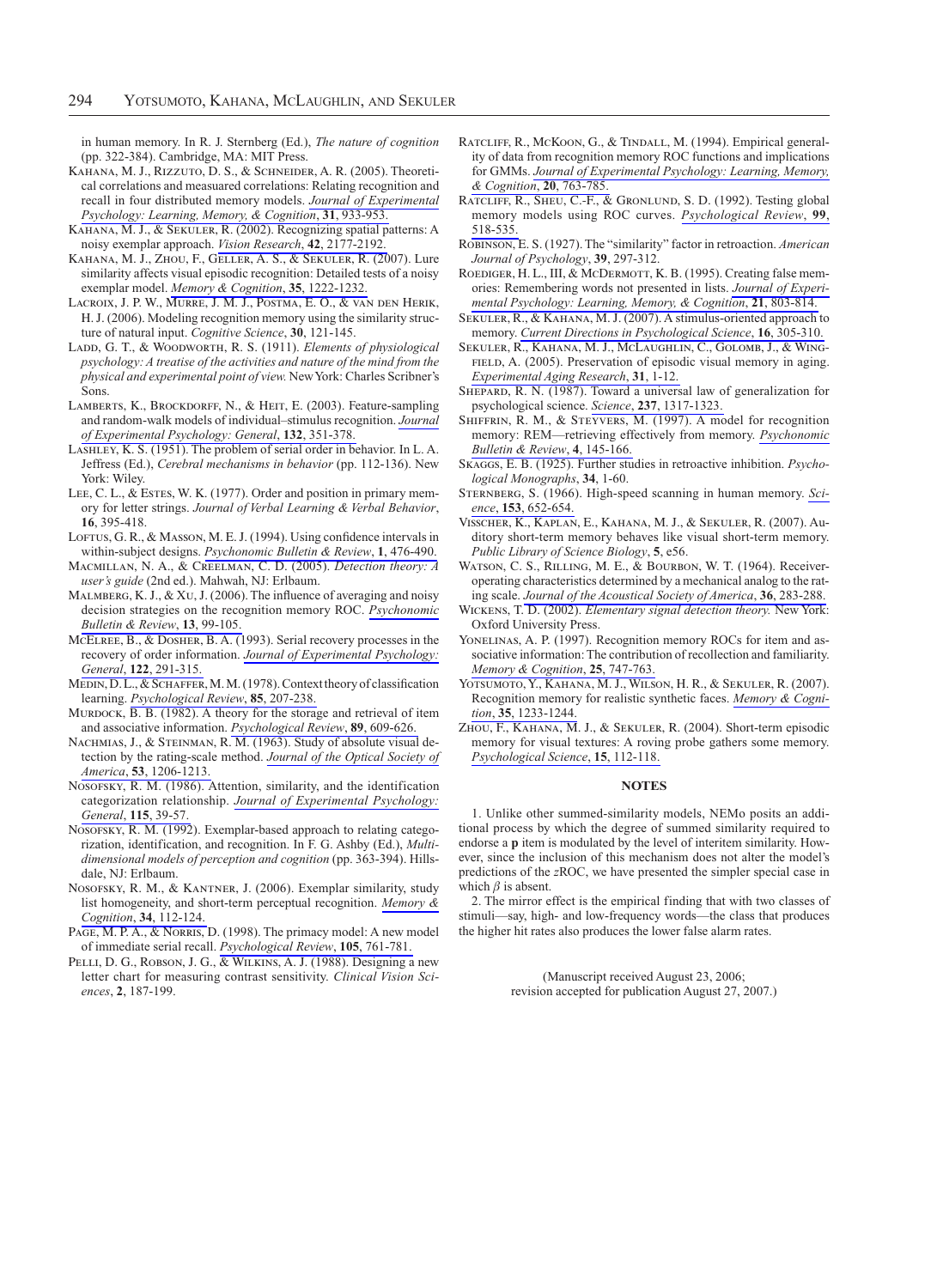in human memory. In R. J. Sternberg (Ed.), *The nature of cognition* (pp. 322-384). Cambridge, MA: MIT Press.

Kahana, M. J., Rizzuto, D. S., & Schneider, A. R. (2005). Theoretical correlations and measaured correlations: Relating recognition and recall in four distributed memory models. *Journal of Experimental Psychology: Learning, Memory, & Cognition*, **31**, 933-953.

Kahana, M. J., & Sekuler, R. (2002). Recognizing spatial patterns: A noisy exemplar approach. *Vision Research*, **42**, 2177-2192.

Kahana, M. J., Zhou, F., Geller, A. S., & Sekuler, R. (2007). Lure similarity affects visual episodic recognition: Detailed tests of a noisy exemplar model. *Memory & Cognition*, **35**, 1222-1232.

Lacroix, J. P. W., Murre, J. M. J., Postma, E. O., & van den Herik, H. J. (2006). Modeling recognition memory using the similarity structure of natural input. *Cognitive Science*, **30**, 121-145.

Ladd, G. T., & Woodworth, R. S. (1911). *Elements of physiological psychology: A treatise of the activities and nature of the mind from the physical and experimental point of view.* New York: Charles Scribner's Sons.

Lamberts, K., Brockdorff, N., & Heit, E. (2003). Feature-sampling and random-walk models of individual–stimulus recognition. *Journal of Experimental Psychology: General*, **132**, 351-378.

Lashley, K. S. (1951). The problem of serial order in behavior. In L. A. Jeffress (Ed.), *Cerebral mechanisms in behavior* (pp. 112-136). New York: Wiley.

Lee, C. L., & Estes, W. K. (1977). Order and position in primary memory for letter strings. *Journal of Verbal Learning & Verbal Behavior*, **16**, 395-418.

Loftus, G. R., & Masson, M. E. J. (1994). Using confidence intervals in within-subject designs. *Psychonomic Bulletin & Review*, **1**, 476-490.

Macmillan, N. A., & Creelman, C. D. (2005). *Detection theory: A user's guide* (2nd ed.). Mahwah, NJ: Erlbaum.

Malmberg, K. J., & Xu, J. (2006). The influence of averaging and noisy decision strategies on the recognition memory ROC. *Psychonomic Bulletin & Review*, **13**, 99-105.

McElree, B., & Dosher, B. A. (1993). Serial recovery processes in the recovery of order information. *Journal of Experimental Psychology: General*, **122**, 291-315.

Medin, D. L., & Schaffer, M. M. (1978). Context theory of classification learning. *Psychological Review*, **85**, 207-238.

Murdock, B. B. (1982). A theory for the storage and retrieval of item and associative information. *Psychological Review*, **89**, 609-626.

Nachmias, J., & Steinman, R. M. (1963). Study of absolute visual detection by the rating-scale method. *Journal of the Optical Society of America*, **53**, 1206-1213.

Nosofsky, R. M. (1986). Attention, similarity, and the identification categorization relationship. *Journal of Experimental Psychology: General*, **115**, 39-57.

Nosofsky, R. M. (1992). Exemplar-based approach to relating categorization, identification, and recognition. In F. G. Ashby (Ed.), *Multidimensional models of perception and cognition* (pp. 363-394). Hillsdale, NJ: Erlbaum.

Nosofsky, R. M., & Kantner, J. (2006). Exemplar similarity, study list homogeneity, and short-term perceptual recognition. *Memory & Cognition*, **34**, 112-124.

Page, M. P. A., & Norris, D. (1998). The primacy model: A new model of immediate serial recall. *Psychological Review*, **105**, 761-781.

Pelli, D. G., Robson, J. G., & Wilkins, A. J. (1988). Designing a new letter chart for measuring contrast sensitivity. *Clinical Vision Sciences*, **2**, 187-199.

Ratcliff, R., McKoon, G., & Tindall, M. (1994). Empirical generality of data from recognition memory ROC functions and implications for GMMs. *Journal of Experimental Psychology: Learning, Memory, & Cognition*, **20**, 763-785.

Ratcliff, R., Sheu, C.-F., & Gronlund, S. D. (1992). Testing global memory models using ROC curves. *Psychological Review*, **99**, 518-535.

Robinson, E. S. (1927). The "similarity" factor in retroaction. *American Journal of Psychology*, **39**, 297-312.

Roediger, H. L., III, & McDermott, K. B. (1995). Creating false memories: Remembering words not presented in lists. *Journal of Experimental Psychology: Learning, Memory, & Cognition*, **21**, 803-814.

Sekuler, R., & Kahana, M. J. (2007). A stimulus-oriented approach to memory. *Current Directions in Psychological Science*, **16**, 305-310.

Sekuler, R., Kahana, M. J., McLaughlin, C., Golomb, J., & Wingfield, A. (2005). Preservation of episodic visual memory in aging. *Experimental Aging Research*, **31**, 1-12.

Shepard, R. N. (1987). Toward a universal law of generalization for psychological science. *Science*, **237**, 1317-1323.

Shiffrin, R. M., & Steyvers, M. (1997). A model for recognition memory: REM—retrieving effectively from memory. *Psychonomic Bulletin & Review*, **4**, 145-166.

Skaggs, E. B. (1925). Further studies in retroactive inhibition. *Psychological Monographs*, **34**, 1-60.

Sternberg, S. (1966). High-speed scanning in human memory. *Science*, **153**, 652-654.

Visscher, K., Kaplan, E., Kahana, M. J., & Sekuler, R. (2007). Auditory short-term memory behaves like visual short-term memory. *Public Library of Science Biology*, **5**, e56.

Watson, C. S., Rilling, M. E., & Bourbon, W. T. (1964). Receiver-operating characteristics determined by a mechanical analog to the rating scale. *Journal of the Acoustical Society of America*, **36**, 283-288.

Wickens, T. D. (2002). *Elementary signal detection theory.* New York: Oxford University Press.

Yonelinas, A. P. (1997). Recognition memory ROCs for item and associative information: The contribution of recollection and familiarity. *Memory & Cognition*, **25**, 747-763.

Yotsumoto, Y., Kahana, M. J., Wilson, H. R., & Sekuler, R. (2007). Recognition memory for realistic synthetic faces. *Memory & Cognition*, **35**, 1233-1244.

Zhou, F., Kahana, M. J., & Sekuler, R. (2004). Short-term episodic memory for visual textures: A roving probe gathers some memory. *Psychological Science*, **15**, 112-118.

## NOTES

1. Unlike other summed-similarity models, NEMo posits an additional process by which the degree of summed similarity required to endorse a **p** item is modulated by the level of interitem similarity. However, since the inclusion of this mechanism does not alter the model's predictions of the zROC, we have presented the simpler special case in which $\beta$ is absent.

2. The mirror effect is the empirical finding that with two classes of stimuli—say, high- and low-frequency words—the class that produces the higher hit rates also produces the lower false alarm rates.

(Manuscript received August 23, 2006;
revision accepted for publication August 27, 2007.)